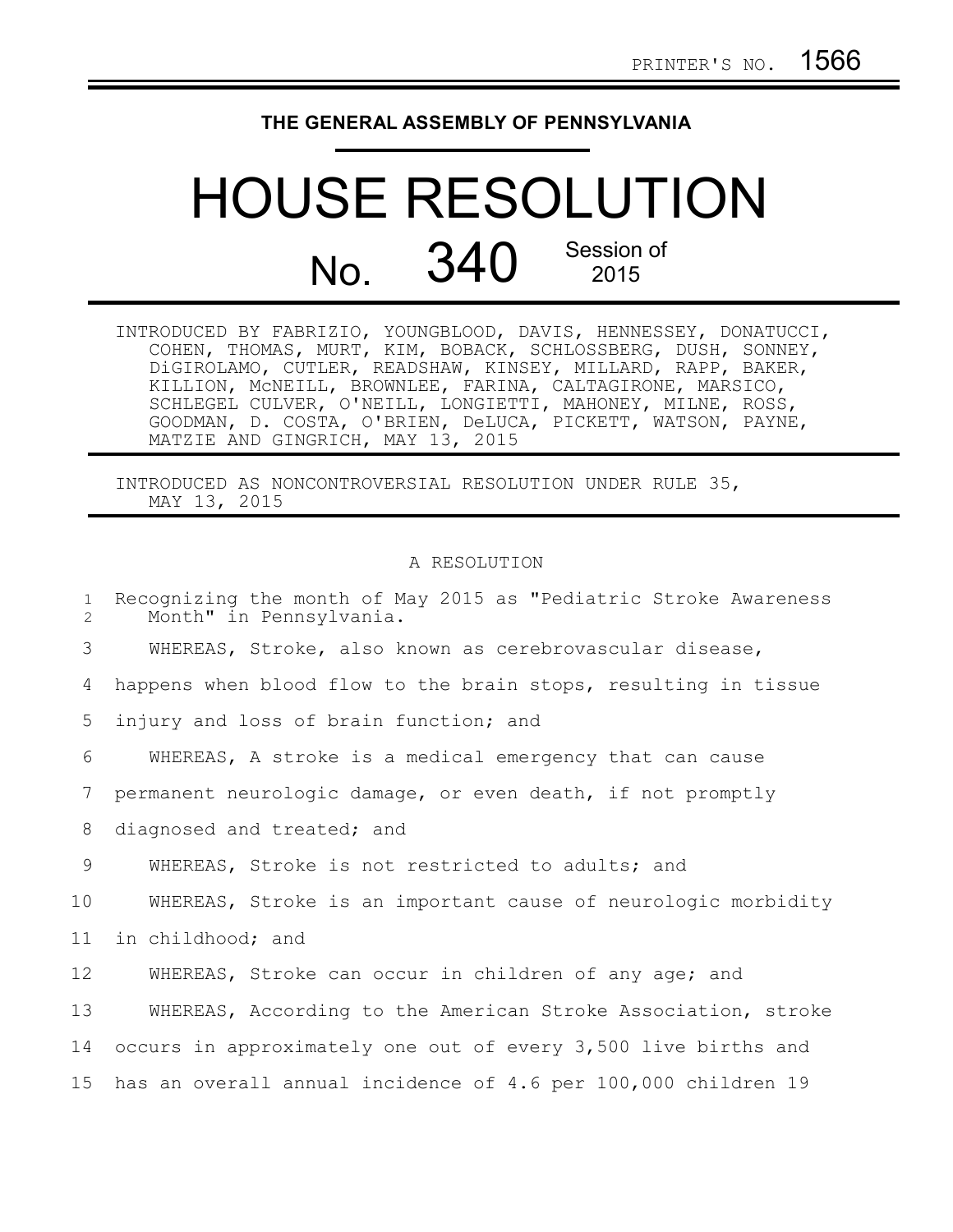PRINTER'S NO. 1566

**THE GENERAL ASSEMBLY OF PENNSYLVANIA**

# HOUSE RESOLUTION

## No. 340 Session of 2015

INTRODUCED BY FABRIZIO, YOUNGBLOOD, DAVIS, HENNESSEY, DONATUCCI, COHEN, THOMAS, MURT, KIM, BOBACK, SCHLOSSBERG, DUSH, SONNEY, DiGIROLAMO, CUTLER, READSHAW, KINSEY, MILLARD, RAPP, BAKER, KILLION, McNEILL, BROWNLEE, FARINA, CALTAGIRONE, MARSICO, SCHLEGEL CULVER, O'NEILL, LONGIETTI, MAHONEY, MILNE, ROSS, GOODMAN, D. COSTA, O'BRIEN, DeLUCA, PICKETT, WATSON, PAYNE, MATZIE AND GINGRICH, MAY 13, 2015

INTRODUCED AS NONCONTROVERSIAL RESOLUTION UNDER RULE 35, MAY 13, 2015

A RESOLUTION

Recognizing the month of May 2015 as "Pediatric Stroke Awareness Month" in Pennsylvania.

WHEREAS, Stroke, also known as cerebrovascular disease, happens when blood flow to the brain stops, resulting in tissue injury and loss of brain function; and

WHEREAS, A stroke is a medical emergency that can cause permanent neurologic damage, or even death, if not promptly diagnosed and treated; and

WHEREAS, Stroke is not restricted to adults; and

WHEREAS, Stroke is an important cause of neurologic morbidity in childhood; and

WHEREAS, Stroke can occur in children of any age; and

WHEREAS, According to the American Stroke Association, stroke occurs in approximately one out of every 3,500 live births and has an overall annual incidence of 4.6 per 100,000 children 19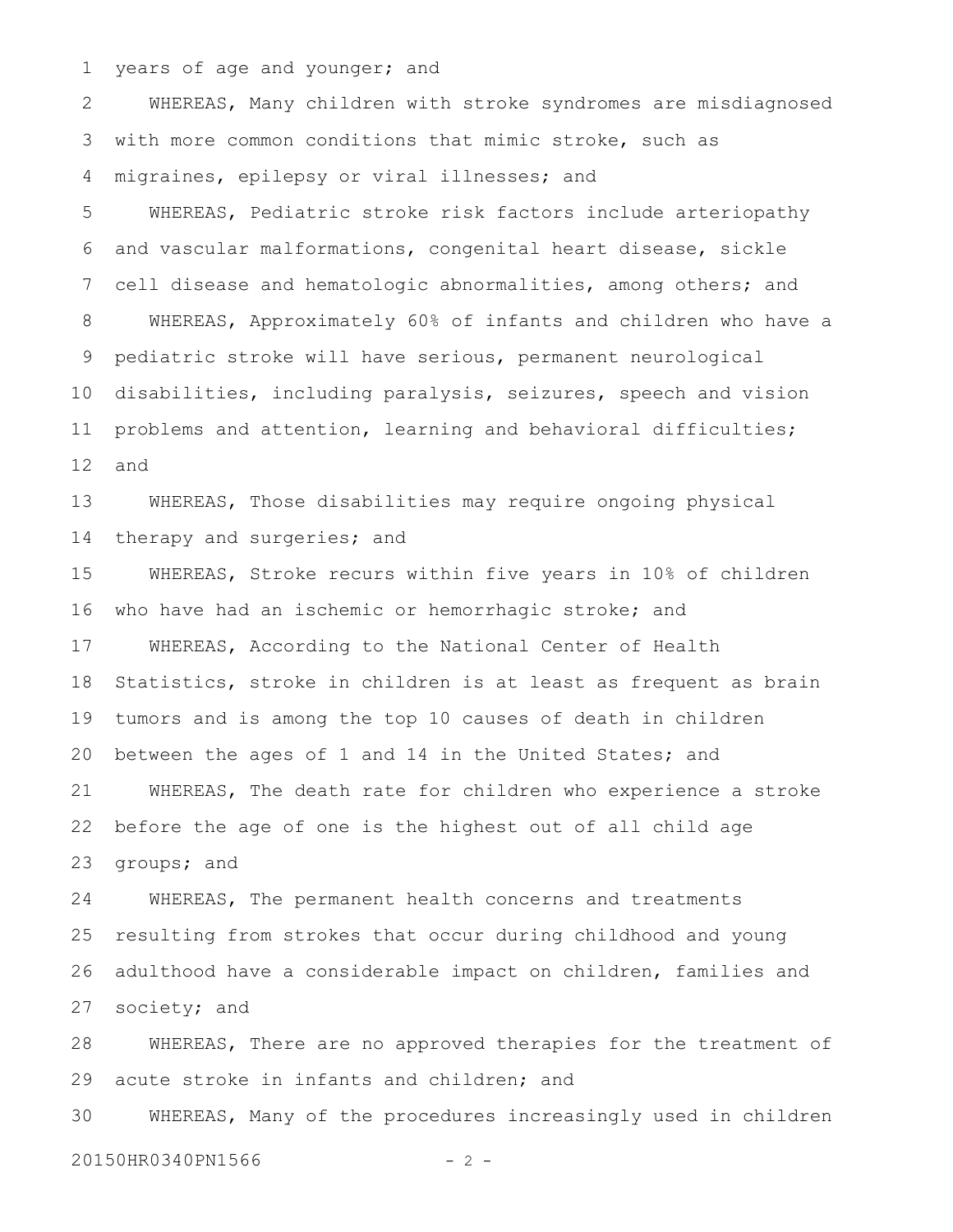years of age and younger; and

WHEREAS, Many children with stroke syndromes are misdiagnosed with more common conditions that mimic stroke, such as migraines, epilepsy or viral illnesses; and

WHEREAS, Pediatric stroke risk factors include arteriopathy and vascular malformations, congenital heart disease, sickle cell disease and hematologic abnormalities, among others; and

WHEREAS, Approximately 60% of infants and children who have a pediatric stroke will have serious, permanent neurological disabilities, including paralysis, seizures, speech and vision problems and attention, learning and behavioral difficulties; and

WHEREAS, Those disabilities may require ongoing physical therapy and surgeries; and

WHEREAS, Stroke recurs within five years in 10% of children who have had an ischemic or hemorrhagic stroke; and

WHEREAS, According to the National Center of Health Statistics, stroke in children is at least as frequent as brain tumors and is among the top 10 causes of death in children between the ages of 1 and 14 in the United States; and

WHEREAS, The death rate for children who experience a stroke before the age of one is the highest out of all child age groups; and

WHEREAS, The permanent health concerns and treatments resulting from strokes that occur during childhood and young adulthood have a considerable impact on children, families and society; and

WHEREAS, There are no approved therapies for the treatment of acute stroke in infants and children; and

WHEREAS, Many of the procedures increasingly used in children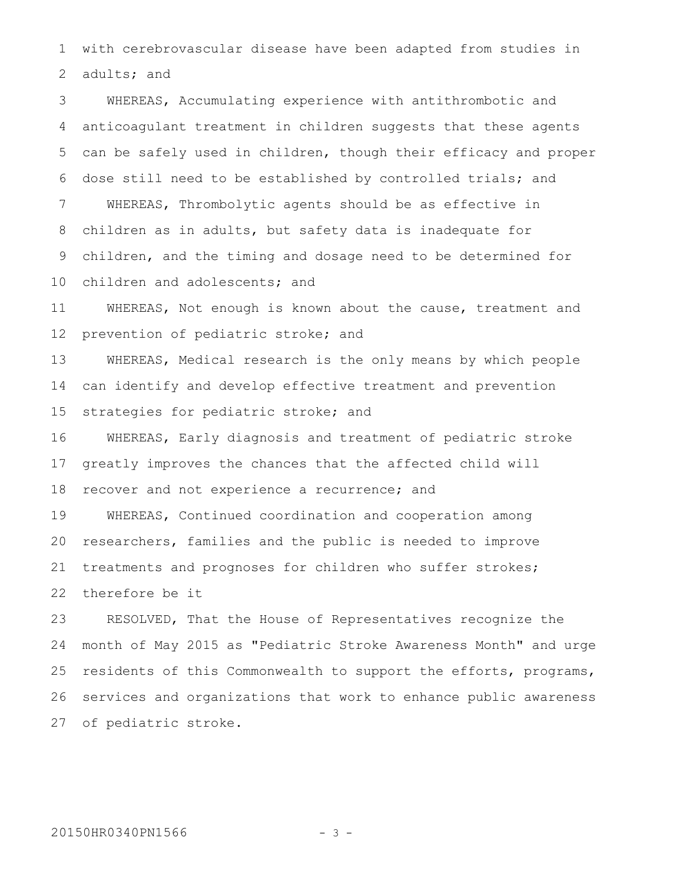with cerebrovascular disease have been adapted from studies in adults; and

WHEREAS, Accumulating experience with antithrombotic and anticoagulant treatment in children suggests that these agents can be safely used in children, though their efficacy and proper dose still need to be established by controlled trials; and

WHEREAS, Thrombolytic agents should be as effective in children as in adults, but safety data is inadequate for children, and the timing and dosage need to be determined for children and adolescents; and

WHEREAS, Not enough is known about the cause, treatment and prevention of pediatric stroke; and

WHEREAS, Medical research is the only means by which people can identify and develop effective treatment and prevention strategies for pediatric stroke; and

WHEREAS, Early diagnosis and treatment of pediatric stroke greatly improves the chances that the affected child will recover and not experience a recurrence; and

WHEREAS, Continued coordination and cooperation among researchers, families and the public is needed to improve treatments and prognoses for children who suffer strokes; therefore be it

RESOLVED, That the House of Representatives recognize the month of May 2015 as "Pediatric Stroke Awareness Month" and urge residents of this Commonwealth to support the efforts, programs, services and organizations that work to enhance public awareness of pediatric stroke.